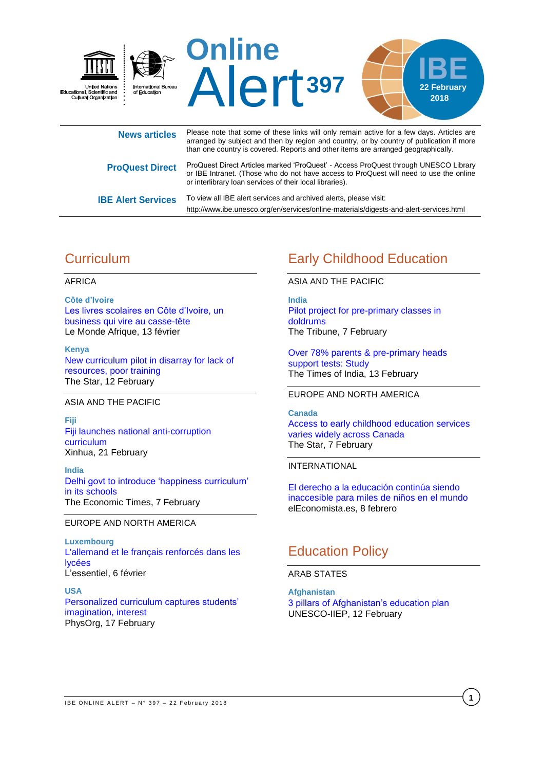# Online Alert 397

**IBE**
**22 February 2018**

United Nations Educational, Scientific and Cultural Organization

International Bureau of Education

**News articles** — Please note that some of these links will only remain active for a few days. Articles are arranged by subject and then by region and country, or by country of publication if more than one country is covered. Reports and other items are arranged geographically.

**ProQuest Direct** — ProQuest Direct Articles marked 'ProQuest' - Access ProQuest through UNESCO Library or IBE Intranet. (Those who do not have access to ProQuest will need to use the online or interlibrary loan services of their local libraries).

**IBE Alert Services** — To view all IBE alert services and archived alerts, please visit:
http://www.ibe.unesco.org/en/services/online-materials/digests-and-alert-services.html

## Curriculum

AFRICA

**Côte d'Ivoire**
Les livres scolaires en Côte d'Ivoire, un business qui vire au casse-tête
Le Monde Afrique, 13 février

**Kenya**
New curriculum pilot in disarray for lack of resources, poor training
The Star, 12 February

ASIA AND THE PACIFIC

**Fiji**
Fiji launches national anti-corruption curriculum
Xinhua, 21 February

**India**
Delhi govt to introduce 'happiness curriculum' in its schools
The Economic Times, 7 February

EUROPE AND NORTH AMERICA

**Luxembourg**
L'allemand et le français renforcés dans les lycées
L'essentiel, 6 février

**USA**
Personalized curriculum captures students' imagination, interest
PhysOrg, 17 February

## Early Childhood Education

ASIA AND THE PACIFIC

**India**
Pilot project for pre-primary classes in doldrums
The Tribune, 7 February

Over 78% parents & pre-primary heads support tests: Study
The Times of India, 13 February

EUROPE AND NORTH AMERICA

**Canada**
Access to early childhood education services varies widely across Canada
The Star, 7 February

INTERNATIONAL

El derecho a la educación continúa siendo inaccesible para miles de niños en el mundo
elEconomista.es, 8 febrero

## Education Policy

ARAB STATES

**Afghanistan**
3 pillars of Afghanistan's education plan
UNESCO-IIEP, 12 February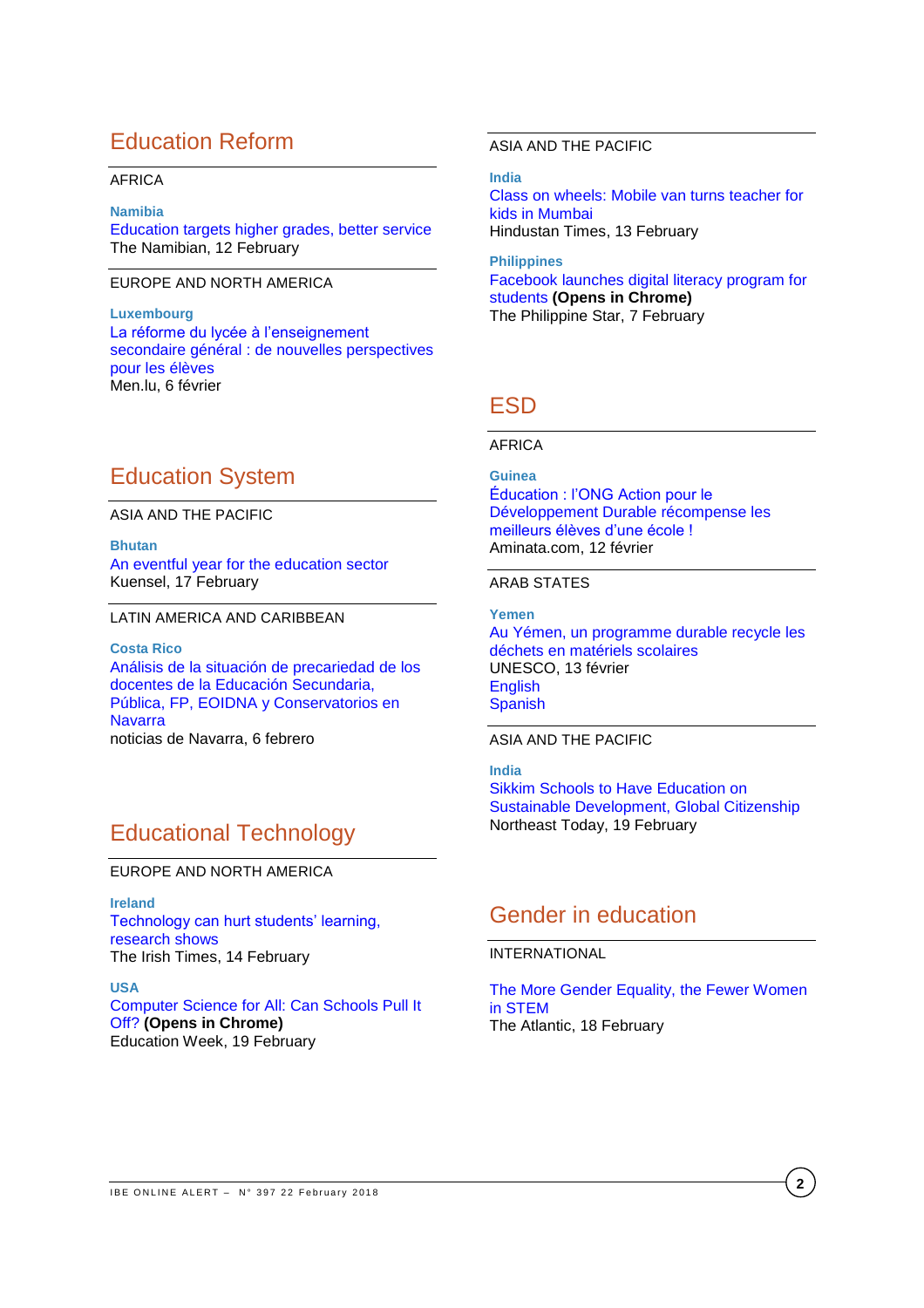## Education Reform

AFRICA

**Namibia**
Education targets higher grades, better service
The Namibian, 12 February

EUROPE AND NORTH AMERICA

**Luxembourg**
La réforme du lycée à l'enseignement secondaire général : de nouvelles perspectives pour les élèves
Men.lu, 6 février

## Education System

ASIA AND THE PACIFIC

**Bhutan**
An eventful year for the education sector
Kuensel, 17 February

LATIN AMERICA AND CARIBBEAN

**Costa Rico**
Análisis de la situación de precariedad de los docentes de la Educación Secundaria, Pública, FP, EOIDNA y Conservatorios en Navarra
noticias de Navarra, 6 febrero

## Educational Technology

EUROPE AND NORTH AMERICA

**Ireland**
Technology can hurt students' learning, research shows
The Irish Times, 14 February

**USA**
Computer Science for All: Can Schools Pull It Off? **(Opens in Chrome)**
Education Week, 19 February

ASIA AND THE PACIFIC

**India**
Class on wheels: Mobile van turns teacher for kids in Mumbai
Hindustan Times, 13 February

**Philippines**
Facebook launches digital literacy program for students **(Opens in Chrome)**
The Philippine Star, 7 February

## ESD

AFRICA

**Guinea**
Éducation : l'ONG Action pour le Développement Durable récompense les meilleurs élèves d'une école !
Aminata.com, 12 février

ARAB STATES

**Yemen**
Au Yémen, un programme durable recycle les déchets en matériels scolaires
UNESCO, 13 février
English
Spanish

ASIA AND THE PACIFIC

**India**
Sikkim Schools to Have Education on Sustainable Development, Global Citizenship
Northeast Today, 19 February

## Gender in education

INTERNATIONAL

The More Gender Equality, the Fewer Women in STEM
The Atlantic, 18 February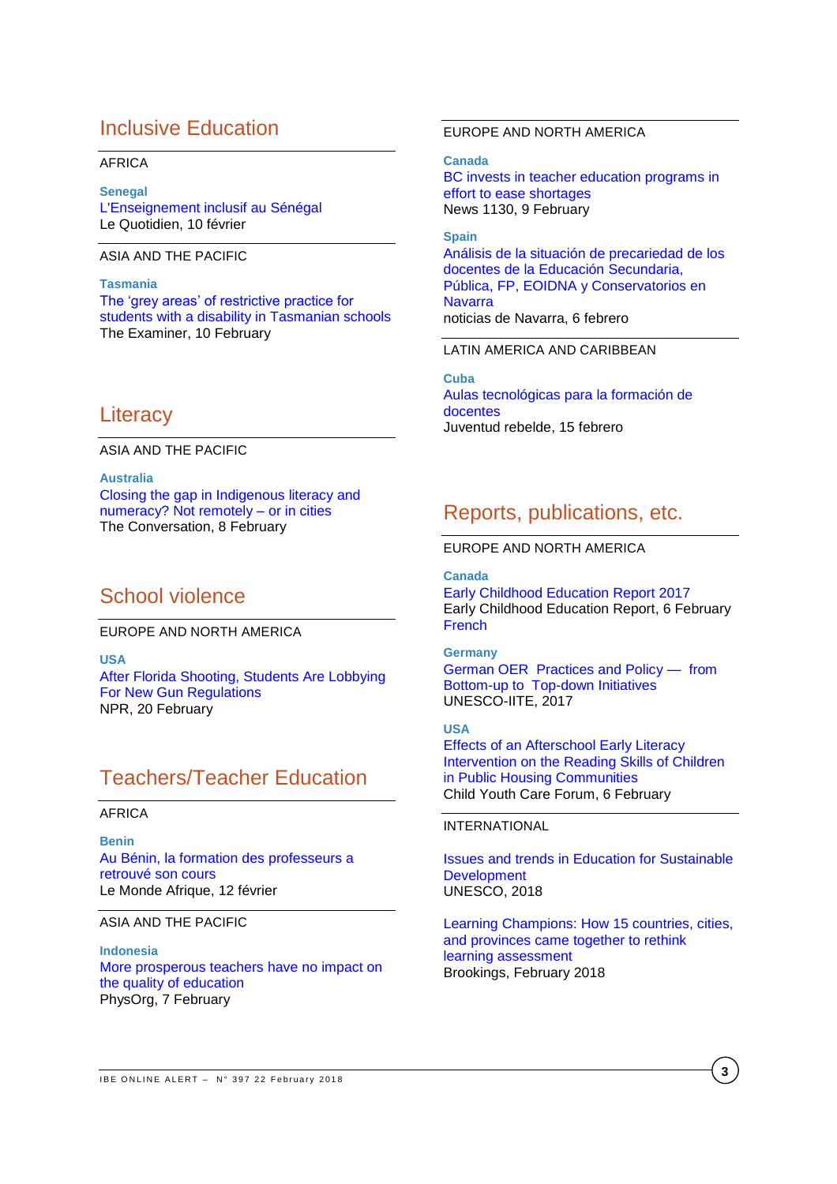## Inclusive Education

AFRICA

**Senegal**
L'Enseignement inclusif au Sénégal
Le Quotidien, 10 février

ASIA AND THE PACIFIC

**Tasmania**
The 'grey areas' of restrictive practice for students with a disability in Tasmanian schools
The Examiner, 10 February

## Literacy

ASIA AND THE PACIFIC

**Australia**
Closing the gap in Indigenous literacy and numeracy? Not remotely – or in cities
The Conversation, 8 February

## School violence

EUROPE AND NORTH AMERICA

**USA**
After Florida Shooting, Students Are Lobbying For New Gun Regulations
NPR, 20 February

## Teachers/Teacher Education

AFRICA

**Benin**
Au Bénin, la formation des professeurs a retrouvé son cours
Le Monde Afrique, 12 février

ASIA AND THE PACIFIC

**Indonesia**
More prosperous teachers have no impact on the quality of education
PhysOrg, 7 February

EUROPE AND NORTH AMERICA

**Canada**
BC invests in teacher education programs in effort to ease shortages
News 1130, 9 February

**Spain**
Análisis de la situación de precariedad de los docentes de la Educación Secundaria, Pública, FP, EOIDNA y Conservatorios en Navarra
noticias de Navarra, 6 febrero

LATIN AMERICA AND CARIBBEAN

**Cuba**
Aulas tecnológicas para la formación de docentes
Juventud rebelde, 15 febrero

## Reports, publications, etc.

EUROPE AND NORTH AMERICA

**Canada**
Early Childhood Education Report 2017
Early Childhood Education Report, 6 February
French

**Germany**
German OER Practices and Policy — from Bottom-up to Top-down Initiatives
UNESCO-IITE, 2017

**USA**
Effects of an Afterschool Early Literacy Intervention on the Reading Skills of Children in Public Housing Communities
Child Youth Care Forum, 6 February

INTERNATIONAL

Issues and trends in Education for Sustainable Development
UNESCO, 2018

Learning Champions: How 15 countries, cities, and provinces came together to rethink learning assessment
Brookings, February 2018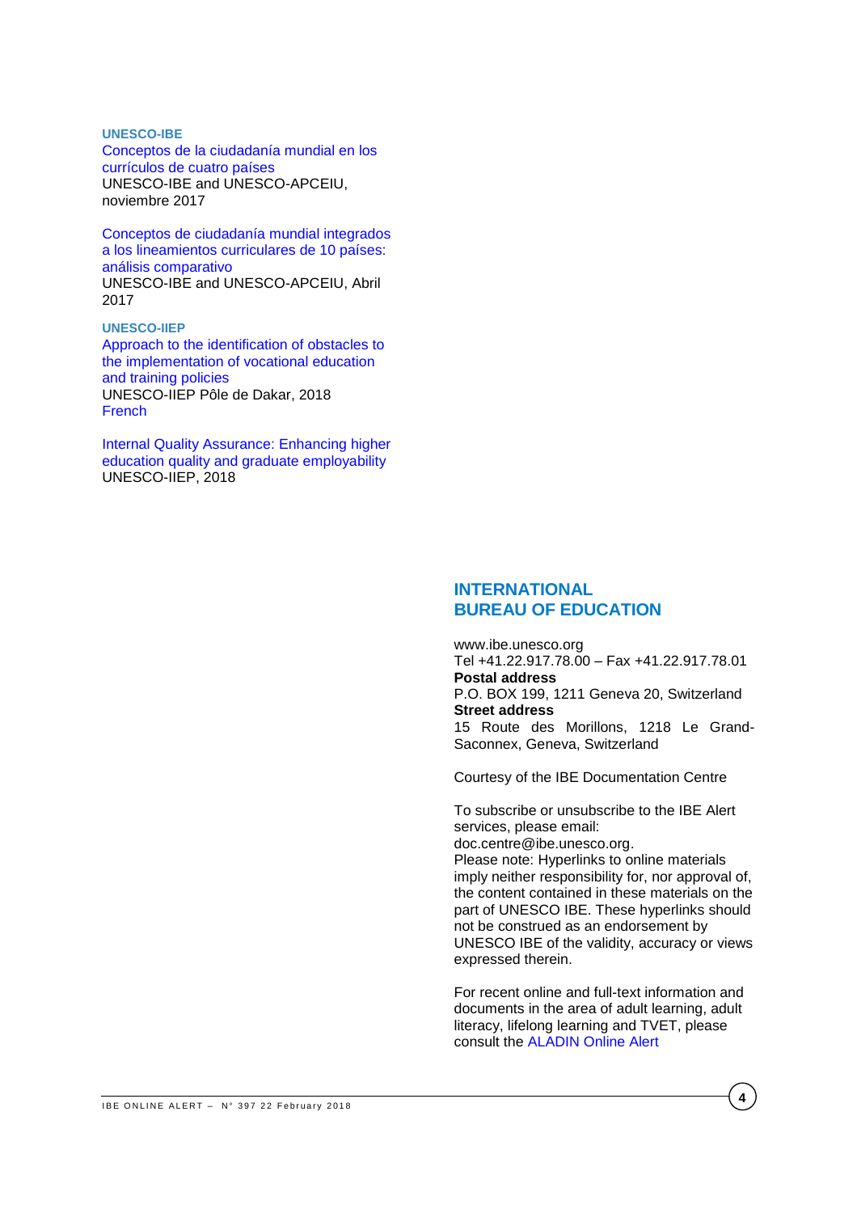**UNESCO-IBE**

Conceptos de la ciudadanía mundial en los currículos de cuatro países
UNESCO-IBE and UNESCO-APCEIU, noviembre 2017

Conceptos de ciudadanía mundial integrados a los lineamientos curriculares de 10 países: análisis comparativo
UNESCO-IBE and UNESCO-APCEIU, Abril 2017

**UNESCO-IIEP**

Approach to the identification of obstacles to the implementation of vocational education and training policies
UNESCO-IIEP Pôle de Dakar, 2018
French

Internal Quality Assurance: Enhancing higher education quality and graduate employability
UNESCO-IIEP, 2018

## INTERNATIONAL BUREAU OF EDUCATION

www.ibe.unesco.org
Tel +41.22.917.78.00 – Fax +41.22.917.78.01
**Postal address**
P.O. BOX 199, 1211 Geneva 20, Switzerland
**Street address**
15 Route des Morillons, 1218 Le Grand-Saconnex, Geneva, Switzerland

Courtesy of the IBE Documentation Centre

To subscribe or unsubscribe to the IBE Alert services, please email: doc.centre@ibe.unesco.org.
Please note: Hyperlinks to online materials imply neither responsibility for, nor approval of, the content contained in these materials on the part of UNESCO IBE. These hyperlinks should not be construed as an endorsement by UNESCO IBE of the validity, accuracy or views expressed therein.

For recent online and full-text information and documents in the area of adult learning, adult literacy, lifelong learning and TVET, please consult the ALADIN Online Alert